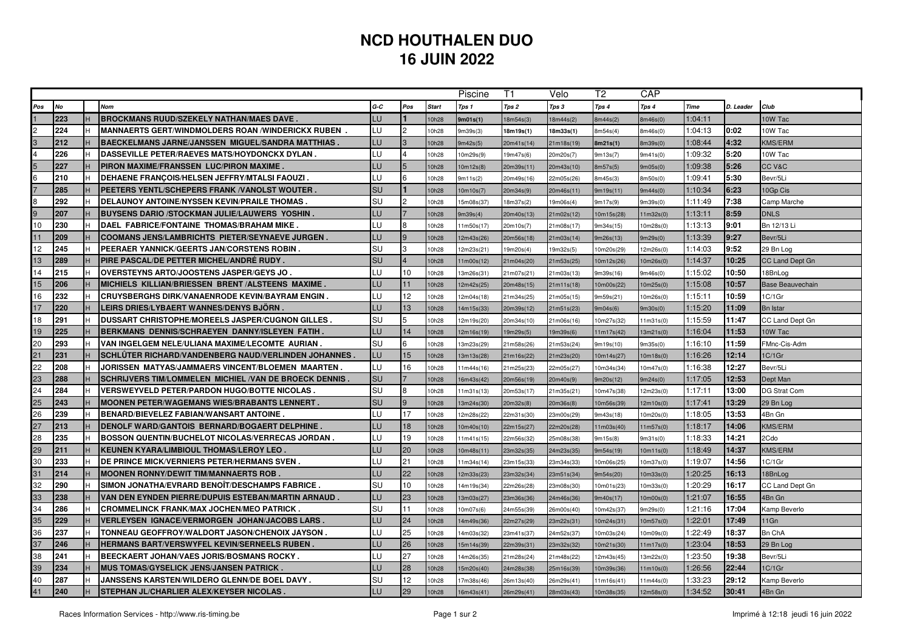# NCD HOUTHALEN DUO
# 16 JUIN 2022

| | | | | | | | Piscine | T1 | Velo | T2 | CAP | | | |
|---|---|---|---|---|---|---|---|---|---|---|---|---|---|---|
| Pos | No | | Nom | G-C | Pos | Start | Tps 1 | Tps 2 | Tps 3 | Tps 4 | Tps 4 | Time | D. Leader | Club |
| 1 | 223 | H | BROCKMANS RUUD/SZEKELY NATHAN/MAES DAVE . | LU | 1 | 10h28 | 9m01s(1) | 18m54s(3) | 18m44s(2) | 8m44s(2) | 8m46s(0) | 1:04:11 | | 10W Tac |
| 2 | 224 | H | MANNAERTS GERT/WINDMOLDERS ROAN /WINDERICKX RUBEN . | LU | 2 | 10h28 | 9m39s(3) | 18m19s(1) | 18m33s(1) | 8m54s(4) | 8m46s(0) | 1:04:13 | 0:02 | 10W Tac |
| 3 | 212 | H | BAECKELMANS JARNE/JANSSEN MIGUEL/SANDRA MATTHIAS . | LU | 3 | 10h28 | 9m42s(5) | 20m41s(14) | 21m18s(19) | 8m21s(1) | 8m39s(0) | 1:08:44 | 4:32 | KMS/ERM |
| 4 | 226 | H | DASSEVILLE PETER/RAEVES MATS/HOYDONCKX DYLAN . | LU | 4 | 10h28 | 10m29s(9) | 19m47s(6) | 20m20s(7) | 9m13s(7) | 9m41s(0) | 1:09:32 | 5:20 | 10W Tac |
| 5 | 227 | H | PIRON MAXIME/FRANSSEN LUC/PIRON MAXIME . | LU | 5 | 10h28 | 10m12s(8) | 20m39s(11) | 20m43s(10) | 8m57s(5) | 9m05s(0) | 1:09:38 | 5:26 | CC V&C |
| 6 | 210 | H | DEHAENE FRANÇOIS/HELSEN JEFFRY/MTALSI FAOUZI . | LU | 6 | 10h28 | 9m11s(2) | 20m49s(16) | 22m05s(26) | 8m45s(3) | 8m50s(0) | 1:09:41 | 5:30 | Bevr/5Li |
| 7 | 285 | H | PEETERS YENTL/SCHEPERS FRANK /VANOLST WOUTER . | SU | 1 | 10h28 | 10m10s(7) | 20m34s(9) | 20m46s(11) | 9m19s(11) | 9m44s(0) | 1:10:34 | 6:23 | 10Gp Cis |
| 8 | 292 | H | DELAUNOY ANTOINE/NYSSEN KEVIN/PRAILE THOMAS . | SU | 2 | 10h28 | 15m08s(37) | 18m37s(2) | 19m06s(4) | 9m17s(9) | 9m39s(0) | 1:11:49 | 7:38 | Camp Marche |
| 9 | 207 | H | BUYSENS DARIO /STOCKMAN JULIE/LAUWERS YOSHIN . | LU | 7 | 10h28 | 9m39s(4) | 20m40s(13) | 21m02s(12) | 10m15s(28) | 11m32s(0) | 1:13:11 | 8:59 | DNLS |
| 10 | 230 | H | DAEL FABRICE/FONTAINE THOMAS/BRAHAM MIKE . | LU | 8 | 10h28 | 11m50s(17) | 20m10s(7) | 21m08s(17) | 9m34s(15) | 10m28s(0) | 1:13:13 | 9:01 | Bn 12/13 Li |
| 11 | 209 | H | COOMANS JENS/LAMBRICHTS PIETER/SEYNAEVE JURGEN . | LU | 9 | 10h28 | 12m43s(26) | 20m56s(18) | 21m03s(14) | 9m26s(13) | 9m29s(0) | 1:13:39 | 9:27 | Bevr/5Li |
| 12 | 245 | H | PEERAER YANNICK/GEERTS JAN/CORSTENS ROBIN . | SU | 3 | 10h28 | 12m23s(21) | 19m20s(4) | 19m32s(5) | 10m20s(29) | 12m26s(0) | 1:14:03 | 9:52 | 29 Bn Log |
| 13 | 289 | H | PIRE PASCAL/DE PETTER MICHEL/ANDRÉ RUDY . | SU | 4 | 10h28 | 11m00s(12) | 21m04s(20) | 21m53s(25) | 10m12s(26) | 10m26s(0) | 1:14:37 | 10:25 | CC Land Dept Gn |
| 14 | 215 | H | OVERSTEYNS ARTO/JOOSTENS JASPER/GEYS JO . | LU | 10 | 10h28 | 13m26s(31) | 21m07s(21) | 21m03s(13) | 9m39s(16) | 9m46s(0) | 1:15:02 | 10:50 | 18BnLog |
| 15 | 206 | H | MICHIELS KILLIAN/BRIESSEN BRENT /ALSTEENS MAXIME . | LU | 11 | 10h28 | 12m42s(25) | 20m48s(15) | 21m11s(18) | 10m00s(22) | 10m25s(0) | 1:15:08 | 10:57 | Base Beauvechain |
| 16 | 232 | H | CRUYSBERGHS DIRK/VANAENRODE KEVIN/BAYRAM ENGIN . | LU | 12 | 10h28 | 12m04s(18) | 21m34s(25) | 21m05s(15) | 9m59s(21) | 10m26s(0) | 1:15:11 | 10:59 | 1C/1Gr |
| 17 | 220 | H | LEIRS DRIES/LYBAERT WANNES/DENYS BJÖRN . | LU | 13 | 10h28 | 14m15s(33) | 20m39s(12) | 21m51s(23) | 9m04s(6) | 9m30s(0) | 1:15:20 | 11:09 | Bn Istar |
| 18 | 291 | H | DUSSART CHRISTOPHE/MOREELS JASPER/CUGNON GILLES . | SU | 5 | 10h28 | 12m19s(20) | 20m34s(10) | 21m06s(16) | 10m27s(32) | 11m31s(0) | 1:15:59 | 11:47 | CC Land Dept Gn |
| 19 | 225 | H | BERKMANS DENNIS/SCHRAEYEN DANNY/ISLEYEN FATIH . | LU | 14 | 10h28 | 12m16s(19) | 19m29s(5) | 19m39s(6) | 11m17s(42) | 13m21s(0) | 1:16:04 | 11:53 | 10W Tac |
| 20 | 293 | H | VAN INGELGEM NELE/ULIANA MAXIME/LECOMTE AURIAN . | SU | 6 | 10h28 | 13m23s(29) | 21m58s(26) | 21m53s(24) | 9m19s(10) | 9m35s(0) | 1:16:10 | 11:59 | FMnc-Cis-Adm |
| 21 | 231 | H | SCHLÜTER RICHARD/VANDENBERG NAUD/VERLINDEN JOHANNES . | LU | 15 | 10h28 | 13m13s(28) | 21m16s(22) | 21m23s(20) | 10m14s(27) | 10m18s(0) | 1:16:26 | 12:14 | 1C/1Gr |
| 22 | 208 | H | JORISSEN MATYAS/JAMMAERS VINCENT/BLOEMEN MAARTEN . | LU | 16 | 10h28 | 11m44s(16) | 21m25s(23) | 22m05s(27) | 10m34s(34) | 10m47s(0) | 1:16:38 | 12:27 | Bevr/5Li |
| 23 | 288 | H | SCHRIJVERS TIM/LOMMELEN MICHIEL /VAN DE BROECK DENNIS . | SU | 7 | 10h28 | 16m43s(42) | 20m56s(19) | 20m40s(9) | 9m20s(12) | 9m24s(0) | 1:17:05 | 12:53 | Dept Man |
| 24 | 284 | H | VERSWEYVELD PETER/PARDON HUGO/BOTTE NICOLAS . | SU | 8 | 10h28 | 11m31s(13) | 20m53s(17) | 21m35s(21) | 10m47s(38) | 12m23s(0) | 1:17:11 | 13:00 | DG Strat Com |
| 25 | 243 | H | MOONEN PETER/WAGEMANS WIES/BRABANTS LENNERT . | SU | 9 | 10h28 | 13m24s(30) | 20m32s(8) | 20m36s(8) | 10m56s(39) | 12m10s(0) | 1:17:41 | 13:29 | 29 Bn Log |
| 26 | 239 | H | BENARD/BIEVELEZ FABIAN/WANSART ANTOINE . | LU | 17 | 10h28 | 12m28s(22) | 22m31s(30) | 23m00s(29) | 9m43s(18) | 10m20s(0) | 1:18:05 | 13:53 | 4Bn Gn |
| 27 | 213 | H | DENOLF WARD/GANTOIS BERNARD/BOGAERT DELPHINE . | LU | 18 | 10h28 | 10m40s(10) | 22m15s(27) | 22m20s(28) | 11m03s(40) | 11m57s(0) | 1:18:17 | 14:06 | KMS/ERM |
| 28 | 235 | H | BOSSON QUENTIN/BUCHELOT NICOLAS/VERRECAS JORDAN . | LU | 19 | 10h28 | 11m41s(15) | 22m56s(32) | 25m08s(38) | 9m15s(8) | 9m31s(0) | 1:18:33 | 14:21 | 2Cdo |
| 29 | 211 | H | KEUNEN KYARA/LIMBIOUL THOMAS/LEROY LEO . | LU | 20 | 10h28 | 10m48s(11) | 23m32s(35) | 24m23s(35) | 9m54s(19) | 10m11s(0) | 1:18:49 | 14:37 | KMS/ERM |
| 30 | 233 | H | DE PRINCE MICK/VERNIERS PETER/HERMANS SVEN . | LU | 21 | 10h28 | 11m34s(14) | 23m15s(33) | 23m34s(33) | 10m06s(25) | 10m37s(0) | 1:19:07 | 14:56 | 1C/1Gr |
| 31 | 214 | H | MOONEN RONNY/DEWIT TIM/MANNAERTS ROB . | LU | 22 | 10h28 | 12m33s(23) | 23m32s(34) | 23m51s(34) | 9m54s(20) | 10m33s(0) | 1:20:25 | 16:13 | 18BnLog |
| 32 | 290 | H | SIMON JONATHA/EVRARD BENOÎT/DESCHAMPS FABRICE . | SU | 10 | 10h28 | 14m19s(34) | 22m26s(28) | 23m08s(30) | 10m01s(23) | 10m33s(0) | 1:20:29 | 16:17 | CC Land Dept Gn |
| 33 | 238 | H | VAN DEN EYNDEN PIERRE/DUPUIS ESTEBAN/MARTIN ARNAUD . | LU | 23 | 10h28 | 13m03s(27) | 23m36s(36) | 24m46s(36) | 9m40s(17) | 10m00s(0) | 1:21:07 | 16:55 | 4Bn Gn |
| 34 | 286 | H | CROMMELINCK FRANK/MAX JOCHEN/MEO PATRICK . | SU | 11 | 10h28 | 10m07s(6) | 24m55s(39) | 26m00s(40) | 10m42s(37) | 9m29s(0) | 1:21:16 | 17:04 | Kamp Beverlo |
| 35 | 229 | H | VERLEYSEN IGNACE/VERMORGEN JOHAN/JACOBS LARS . | LU | 24 | 10h28 | 14m49s(36) | 22m27s(29) | 23m22s(31) | 10m24s(31) | 10m57s(0) | 1:22:01 | 17:49 | 11Gn |
| 36 | 237 | H | TONNEAU GEOFFROY/WALDORT JASON/CHENOIX JAYSON . | LU | 25 | 10h28 | 14m03s(32) | 23m41s(37) | 24m52s(37) | 10m03s(24) | 10m09s(0) | 1:22:49 | 18:37 | Bn ChA |
| 37 | 246 | H | HERMANS BART/VERSWYFEL KEVIN/SERNEELS RUBEN . | LU | 26 | 10h28 | 15m14s(39) | 22m39s(31) | 23m32s(32) | 10m21s(30) | 11m17s(0) | 1:23:04 | 18:53 | 29 Bn Log |
| 38 | 241 | H | BEECKAERT JOHAN/VAES JORIS/BOSMANS ROCKY . | LU | 27 | 10h28 | 14m26s(35) | 21m28s(24) | 21m48s(22) | 12m43s(45) | 13m22s(0) | 1:23:50 | 19:38 | Bevr/5Li |
| 39 | 234 | H | MUS TOMAS/GYSELICK JENS/JANSEN PATRICK . | LU | 28 | 10h28 | 15m20s(40) | 24m28s(38) | 25m16s(39) | 10m39s(36) | 11m10s(0) | 1:26:56 | 22:44 | 1C/1Gr |
| 40 | 287 | H | JANSSENS KARSTEN/WILDERO GLENN/DE BOEL DAVY . | SU | 12 | 10h28 | 17m38s(46) | 26m13s(40) | 26m29s(41) | 11m16s(41) | 11m44s(0) | 1:33:23 | 29:12 | Kamp Beverlo |
| 41 | 240 | H | STEPHAN JL/CHARLIER ALEX/KEYSER NICOLAS . | LU | 29 | 10h28 | 16m43s(41) | 26m29s(41) | 28m03s(43) | 10m38s(35) | 12m58s(0) | 1:34:52 | 30:41 | 4Bn Gn |

Races Information Services - http://www.ris-timing.be

Imprimé à 12:18 jeudi 16 juin 2022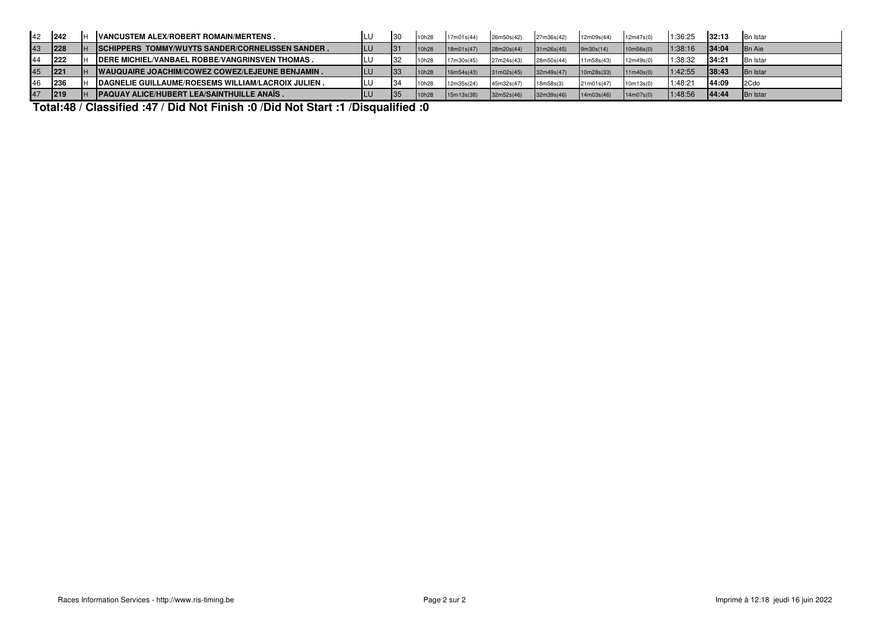| | | | | | | | | | | | | | | |
|---|---|---|---|---|---|---|---|---|---|---|---|---|---|---|
| 42 | 242 | H | VANCUSTEM ALEX/ROBERT ROMAIN/MERTENS . | LU | 30 | 10h28 | 17m01s(44) | 26m50s(42) | 27m36s(42) | 12m09s(44) | 12m47s(0) | 1:36:25 | 32:13 | Bn Istar |
| 43 | 228 | H | SCHIPPERS TOMMY/WUYTS SANDER/CORNELISSEN SANDER . | LU | 31 | 10h28 | 18m01s(47) | 28m20s(44) | 31m26s(45) | 9m30s(14) | 10m56s(0) | 1:38:16 | 34:04 | Bn Aie |
| 44 | 222 | H | DERE MICHIEL/VANBAEL ROBBE/VANGRINSVEN THOMAS . | LU | 32 | 10h28 | 17m30s(45) | 27m24s(43) | 28m50s(44) | 11m58s(43) | 12m49s(0) | 1:38:32 | 34:21 | Bn Istar |
| 45 | 221 | H | WAUQUAIRE JOACHIM/COWEZ COWEZ/LEJEUNE BENJAMIN . | LU | 33 | 10h28 | 16m54s(43) | 31m02s(45) | 32m49s(47) | 10m28s(33) | 11m40s(0) | 1:42:55 | 38:43 | Bn Istar |
| 46 | 236 | H | DAGNELIE GUILLAUME/ROESEMS WILLIAM/LACROIX JULIEN . | LU | 34 | 10h28 | 12m35s(24) | 45m32s(47) | 18m58s(3) | 21m01s(47) | 10m13s(0) | 1:48:21 | 44:09 | 2Cdo |
| 47 | 219 | H | PAQUAY ALICE/HUBERT LEA/SAINTHUILLE ANAÏS . | LU | 35 | 10h28 | 15m13s(38) | 32m52s(46) | 32m39s(46) | 14m03s(46) | 14m07s(0) | 1:48:56 | 44:44 | Bn Istar |

**Total:48 / Classified :47 / Did Not Finish :0 /Did Not Start :1 /Disqualified :0**

Races Information Services - http://www.ris-timing.be

Imprimé à 12:18 jeudi 16 juin 2022